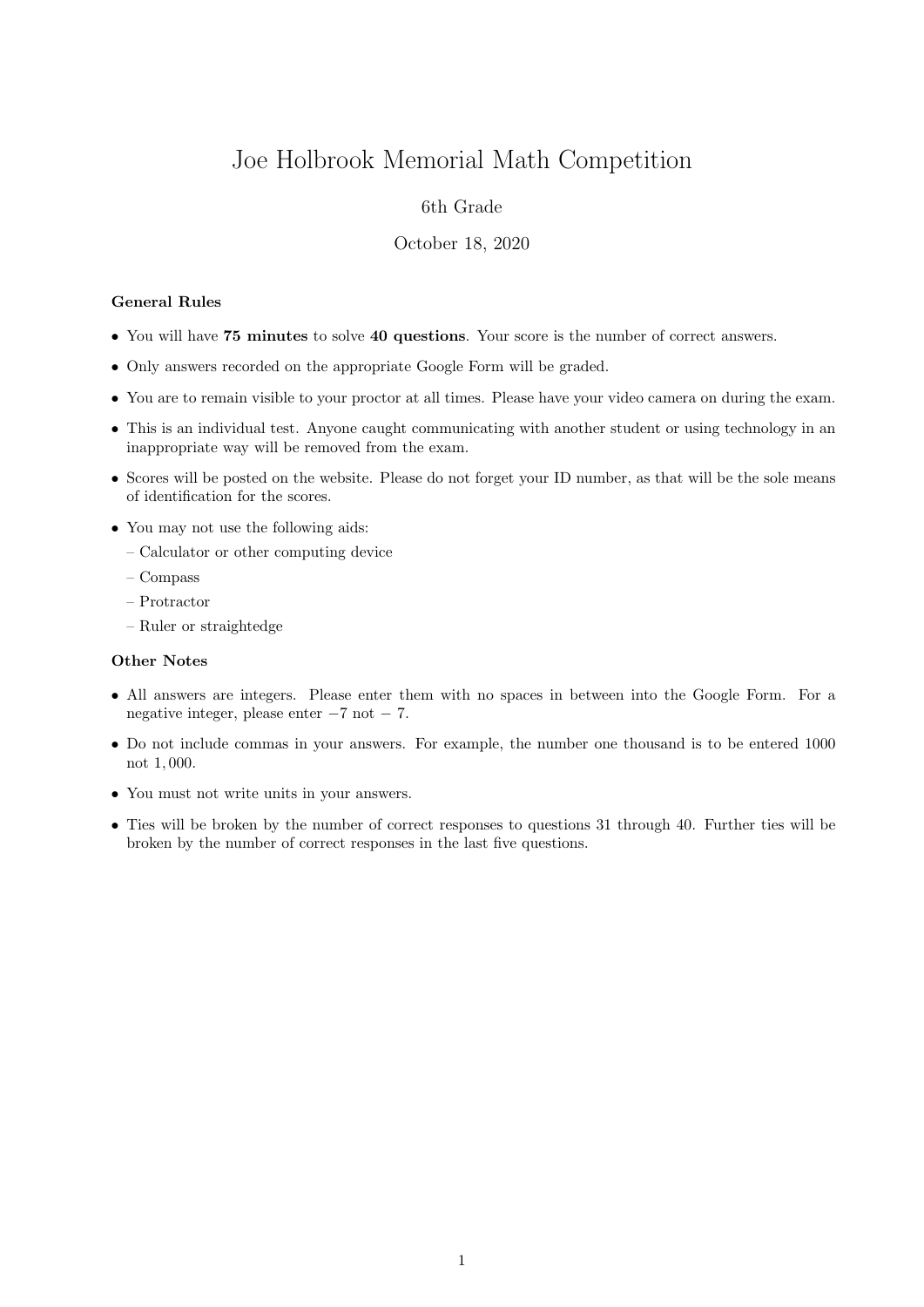# Joe Holbrook Memorial Math Competition

6th Grade

October 18, 2020

### General Rules

- You will have **75 minutes** to solve **40 questions**. Your score is the number of correct answers.
- Only answers recorded on the appropriate Google Form will be graded.
- You are to remain visible to your proctor at all times. Please have your video camera on during the exam.
- This is an individual test. Anyone caught communicating with another student or using technology in an inappropriate way will be removed from the exam.
- Scores will be posted on the website. Please do not forget your ID number, as that will be the sole means of identification for the scores.
- You may not use the following aids:
  - Calculator or other computing device
  - Compass
  - Protractor
  - Ruler or straightedge

### Other Notes

- All answers are integers. Please enter them with no spaces in between into the Google Form. For a negative integer, please enter $-7$ not $-\ 7$.
- Do not include commas in your answers. For example, the number one thousand is to be entered 1000 not $1,000$.
- You must not write units in your answers.
- Ties will be broken by the number of correct responses to questions 31 through 40. Further ties will be broken by the number of correct responses in the last five questions.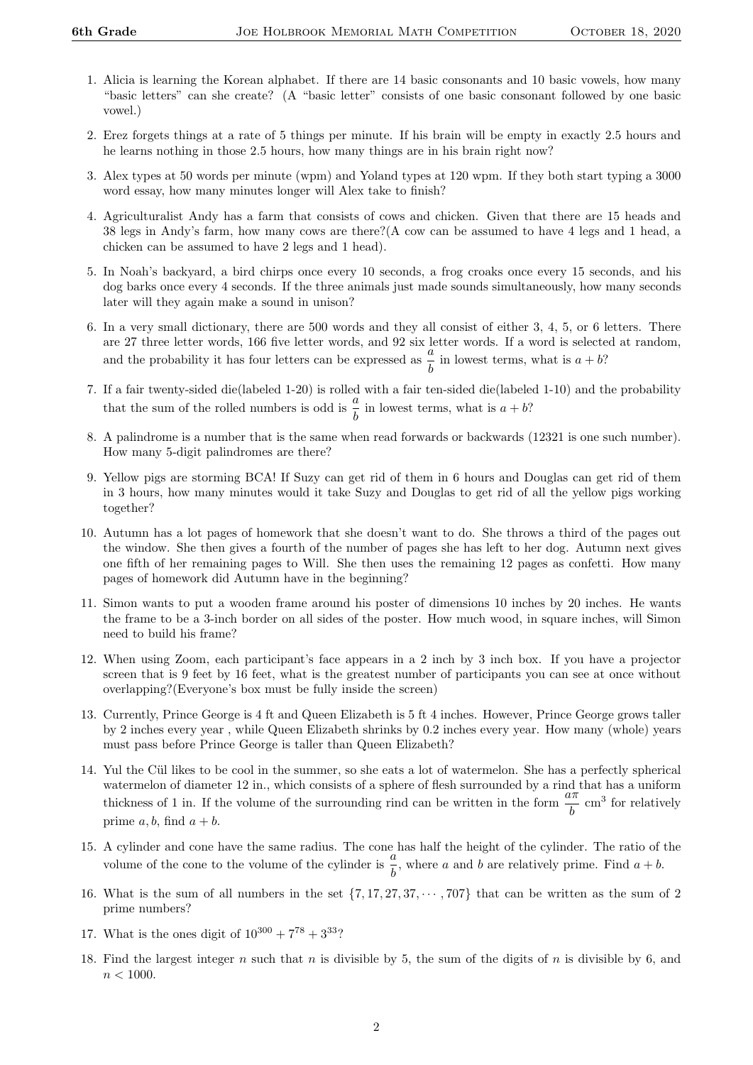1. Alicia is learning the Korean alphabet. If there are 14 basic consonants and 10 basic vowels, how many "basic letters" can she create? (A "basic letter" consists of one basic consonant followed by one basic vowel.)

2. Erez forgets things at a rate of 5 things per minute. If his brain will be empty in exactly 2.5 hours and he learns nothing in those 2.5 hours, how many things are in his brain right now?

3. Alex types at 50 words per minute (wpm) and Yoland types at 120 wpm. If they both start typing a 3000 word essay, how many minutes longer will Alex take to finish?

4. Agriculturalist Andy has a farm that consists of cows and chicken. Given that there are 15 heads and 38 legs in Andy's farm, how many cows are there?(A cow can be assumed to have 4 legs and 1 head, a chicken can be assumed to have 2 legs and 1 head).

5. In Noah's backyard, a bird chirps once every 10 seconds, a frog croaks once every 15 seconds, and his dog barks once every 4 seconds. If the three animals just made sounds simultaneously, how many seconds later will they again make a sound in unison?

6. In a very small dictionary, there are 500 words and they all consist of either 3, 4, 5, or 6 letters. There are 27 three letter words, 166 five letter words, and 92 six letter words. If a word is selected at random, and the probability it has four letters can be expressed as $\frac{a}{b}$ in lowest terms, what is $a + b$?

7. If a fair twenty-sided die(labeled 1-20) is rolled with a fair ten-sided die(labeled 1-10) and the probability that the sum of the rolled numbers is odd is $\frac{a}{b}$ in lowest terms, what is $a + b$?

8. A palindrome is a number that is the same when read forwards or backwards (12321 is one such number). How many 5-digit palindromes are there?

9. Yellow pigs are storming BCA! If Suzy can get rid of them in 6 hours and Douglas can get rid of them in 3 hours, how many minutes would it take Suzy and Douglas to get rid of all the yellow pigs working together?

10. Autumn has a lot pages of homework that she doesn't want to do. She throws a third of the pages out the window. She then gives a fourth of the number of pages she has left to her dog. Autumn next gives one fifth of her remaining pages to Will. She then uses the remaining 12 pages as confetti. How many pages of homework did Autumn have in the beginning?

11. Simon wants to put a wooden frame around his poster of dimensions 10 inches by 20 inches. He wants the frame to be a 3-inch border on all sides of the poster. How much wood, in square inches, will Simon need to build his frame?

12. When using Zoom, each participant's face appears in a 2 inch by 3 inch box. If you have a projector screen that is 9 feet by 16 feet, what is the greatest number of participants you can see at once without overlapping?(Everyone's box must be fully inside the screen)

13. Currently, Prince George is 4 ft and Queen Elizabeth is 5 ft 4 inches. However, Prince George grows taller by 2 inches every year , while Queen Elizabeth shrinks by 0.2 inches every year. How many (whole) years must pass before Prince George is taller than Queen Elizabeth?

14. Yul the Cül likes to be cool in the summer, so she eats a lot of watermelon. She has a perfectly spherical watermelon of diameter 12 in., which consists of a sphere of flesh surrounded by a rind that has a uniform thickness of 1 in. If the volume of the surrounding rind can be written in the form $\frac{a\pi}{b}$ cm$^3$ for relatively prime $a, b$, find $a + b$.

15. A cylinder and cone have the same radius. The cone has half the height of the cylinder. The ratio of the volume of the cone to the volume of the cylinder is $\frac{a}{b}$, where $a$ and $b$ are relatively prime. Find $a + b$.

16. What is the sum of all numbers in the set $\{7, 17, 27, 37, \cdots, 707\}$ that can be written as the sum of 2 prime numbers?

17. What is the ones digit of $10^{300} + 7^{78} + 3^{33}$?

18. Find the largest integer $n$ such that $n$ is divisible by 5, the sum of the digits of $n$ is divisible by 6, and $n < 1000$.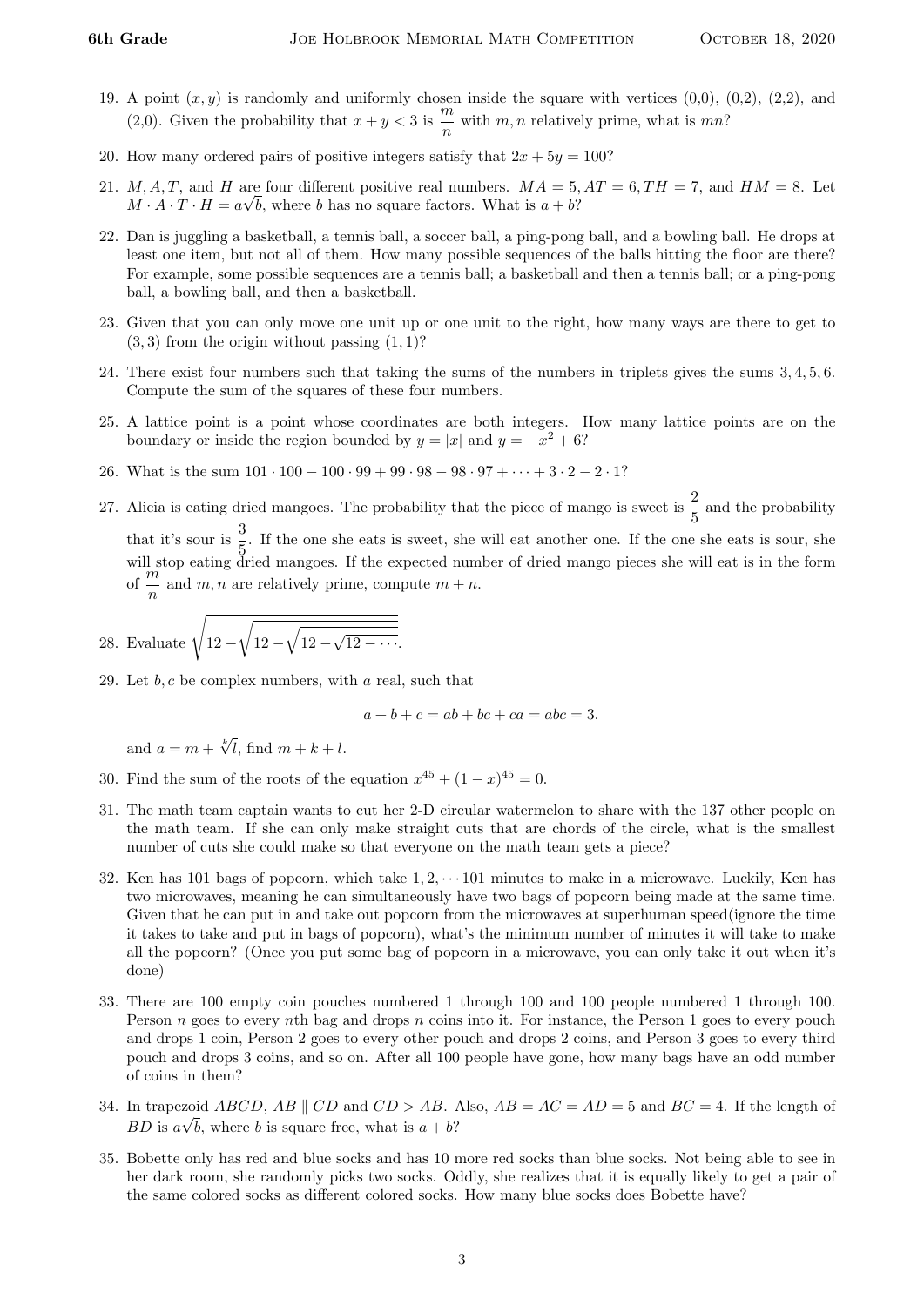19. A point $(x, y)$ is randomly and uniformly chosen inside the square with vertices (0,0), (0,2), (2,2), and (2,0). Given the probability that $x + y < 3$ is $\frac{m}{n}$ with $m, n$ relatively prime, what is $mn$?

20. How many ordered pairs of positive integers satisfy that $2x + 5y = 100$?

21. $M, A, T$, and $H$ are four different positive real numbers. $MA = 5, AT = 6, TH = 7$, and $HM = 8$. Let $M \cdot A \cdot T \cdot H = a\sqrt{b}$, where $b$ has no square factors. What is $a + b$?

22. Dan is juggling a basketball, a tennis ball, a soccer ball, a ping-pong ball, and a bowling ball. He drops at least one item, but not all of them. How many possible sequences of the balls hitting the floor are there? For example, some possible sequences are a tennis ball; a basketball and then a tennis ball; or a ping-pong ball, a bowling ball, and then a basketball.

23. Given that you can only move one unit up or one unit to the right, how many ways are there to get to $(3, 3)$ from the origin without passing $(1, 1)$?

24. There exist four numbers such that taking the sums of the numbers in triplets gives the sums 3, 4, 5, 6. Compute the sum of the squares of these four numbers.

25. A lattice point is a point whose coordinates are both integers. How many lattice points are on the boundary or inside the region bounded by $y = |x|$ and $y = -x^2 + 6$?

26. What is the sum $101 \cdot 100 - 100 \cdot 99 + 99 \cdot 98 - 98 \cdot 97 + \cdots + 3 \cdot 2 - 2 \cdot 1$?

27. Alicia is eating dried mangoes. The probability that the piece of mango is sweet is $\frac{2}{5}$ and the probability that it's sour is $\frac{3}{5}$. If the one she eats is sweet, she will eat another one. If the one she eats is sour, she will stop eating dried mangoes. If the expected number of dried mango pieces she will eat is in the form of $\frac{m}{n}$ and $m, n$ are relatively prime, compute $m + n$.

28. Evaluate $\sqrt{12 - \sqrt{12 - \sqrt{12 - \sqrt{12 - \cdots}}}}$.

29. Let $b, c$ be complex numbers, with $a$ real, such that

$$a + b + c = ab + bc + ca = abc = 3.$$

and $a = m + \sqrt[k]{l}$, find $m + k + l$.

30. Find the sum of the roots of the equation $x^{45} + (1 - x)^{45} = 0$.

31. The math team captain wants to cut her 2-D circular watermelon to share with the 137 other people on the math team. If she can only make straight cuts that are chords of the circle, what is the smallest number of cuts she could make so that everyone on the math team gets a piece?

32. Ken has 101 bags of popcorn, which take $1, 2, \cdots 101$ minutes to make in a microwave. Luckily, Ken has two microwaves, meaning he can simultaneously have two bags of popcorn being made at the same time. Given that he can put in and take out popcorn from the microwaves at superhuman speed(ignore the time it takes to take and put in bags of popcorn), what's the minimum number of minutes it will take to make all the popcorn? (Once you put some bag of popcorn in a microwave, you can only take it out when it's done)

33. There are 100 empty coin pouches numbered 1 through 100 and 100 people numbered 1 through 100. Person $n$ goes to every $n$th bag and drops $n$ coins into it. For instance, the Person 1 goes to every pouch and drops 1 coin, Person 2 goes to every other pouch and drops 2 coins, and Person 3 goes to every third pouch and drops 3 coins, and so on. After all 100 people have gone, how many bags have an odd number of coins in them?

34. In trapezoid $ABCD$, $AB \parallel CD$ and $CD > AB$. Also, $AB = AC = AD = 5$ and $BC = 4$. If the length of $BD$ is $a\sqrt{b}$, where $b$ is square free, what is $a + b$?

35. Bobette only has red and blue socks and has 10 more red socks than blue socks. Not being able to see in her dark room, she randomly picks two socks. Oddly, she realizes that it is equally likely to get a pair of the same colored socks as different colored socks. How many blue socks does Bobette have?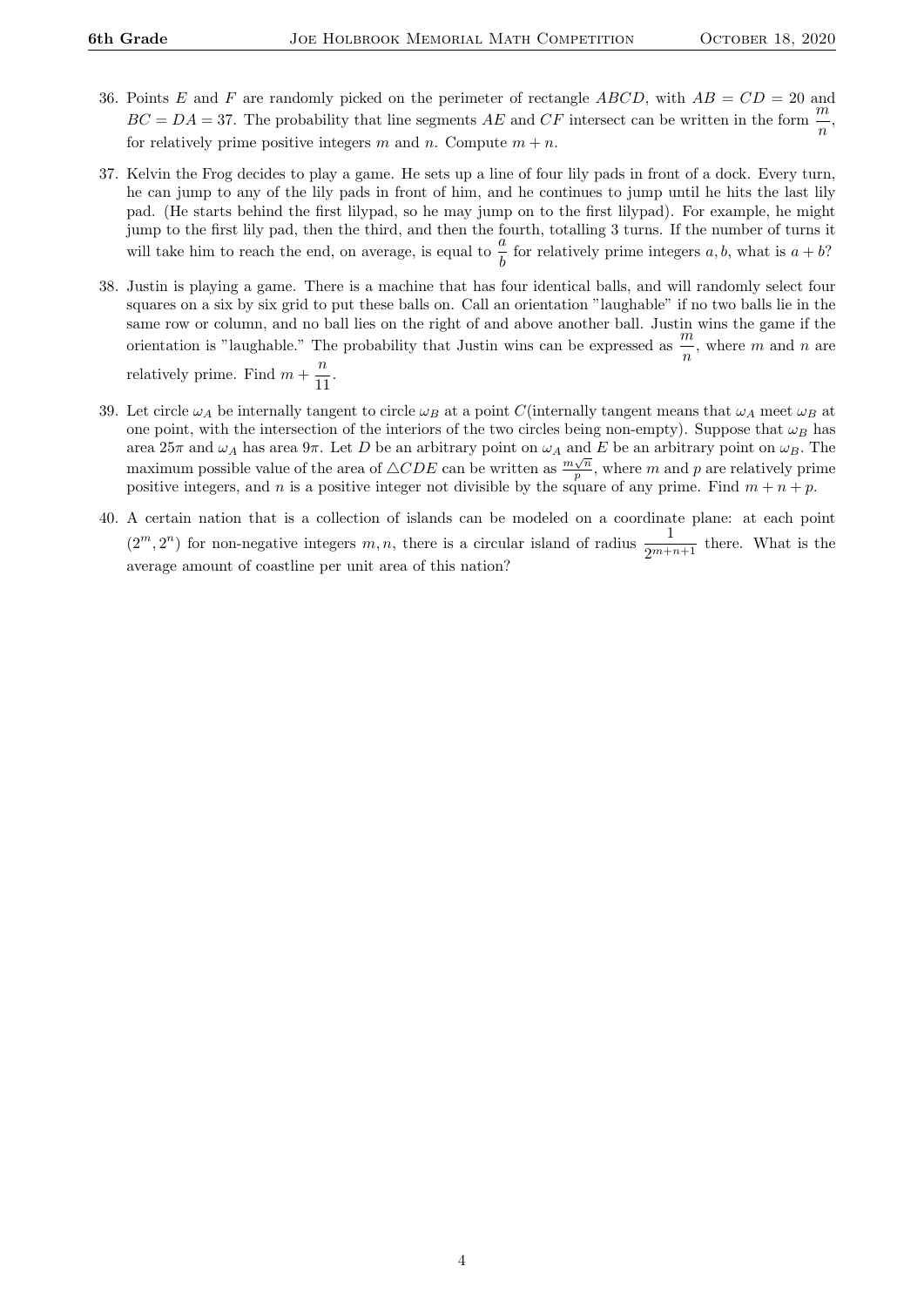36. Points $E$ and $F$ are randomly picked on the perimeter of rectangle $ABCD$, with $AB = CD = 20$ and $BC = DA = 37$. The probability that line segments $AE$ and $CF$ intersect can be written in the form $\frac{m}{n}$, for relatively prime positive integers $m$ and $n$. Compute $m + n$.

37. Kelvin the Frog decides to play a game. He sets up a line of four lily pads in front of a dock. Every turn, he can jump to any of the lily pads in front of him, and he continues to jump until he hits the last lily pad. (He starts behind the first lilypad, so he may jump on to the first lilypad). For example, he might jump to the first lily pad, then the third, and then the fourth, totalling 3 turns. If the number of turns it will take him to reach the end, on average, is equal to $\frac{a}{b}$ for relatively prime integers $a, b$, what is $a + b$?

38. Justin is playing a game. There is a machine that has four identical balls, and will randomly select four squares on a six by six grid to put these balls on. Call an orientation "laughable" if no two balls lie in the same row or column, and no ball lies on the right of and above another ball. Justin wins the game if the orientation is "laughable." The probability that Justin wins can be expressed as $\frac{m}{n}$, where $m$ and $n$ are relatively prime. Find $m + \frac{n}{11}$.

39. Let circle $\omega_A$ be internally tangent to circle $\omega_B$ at a point $C$(internally tangent means that $\omega_A$ meet $\omega_B$ at one point, with the intersection of the interiors of the two circles being non-empty). Suppose that $\omega_B$ has area $25\pi$ and $\omega_A$ has area $9\pi$. Let $D$ be an arbitrary point on $\omega_A$ and $E$ be an arbitrary point on $\omega_B$. The maximum possible value of the area of $\triangle CDE$ can be written as $\frac{m\sqrt{n}}{p}$, where $m$ and $p$ are relatively prime positive integers, and $n$ is a positive integer not divisible by the square of any prime. Find $m + n + p$.

40. A certain nation that is a collection of islands can be modeled on a coordinate plane: at each point $(2^m, 2^n)$ for non-negative integers $m, n$, there is a circular island of radius $\frac{1}{2^{m+n+1}}$ there. What is the average amount of coastline per unit area of this nation?